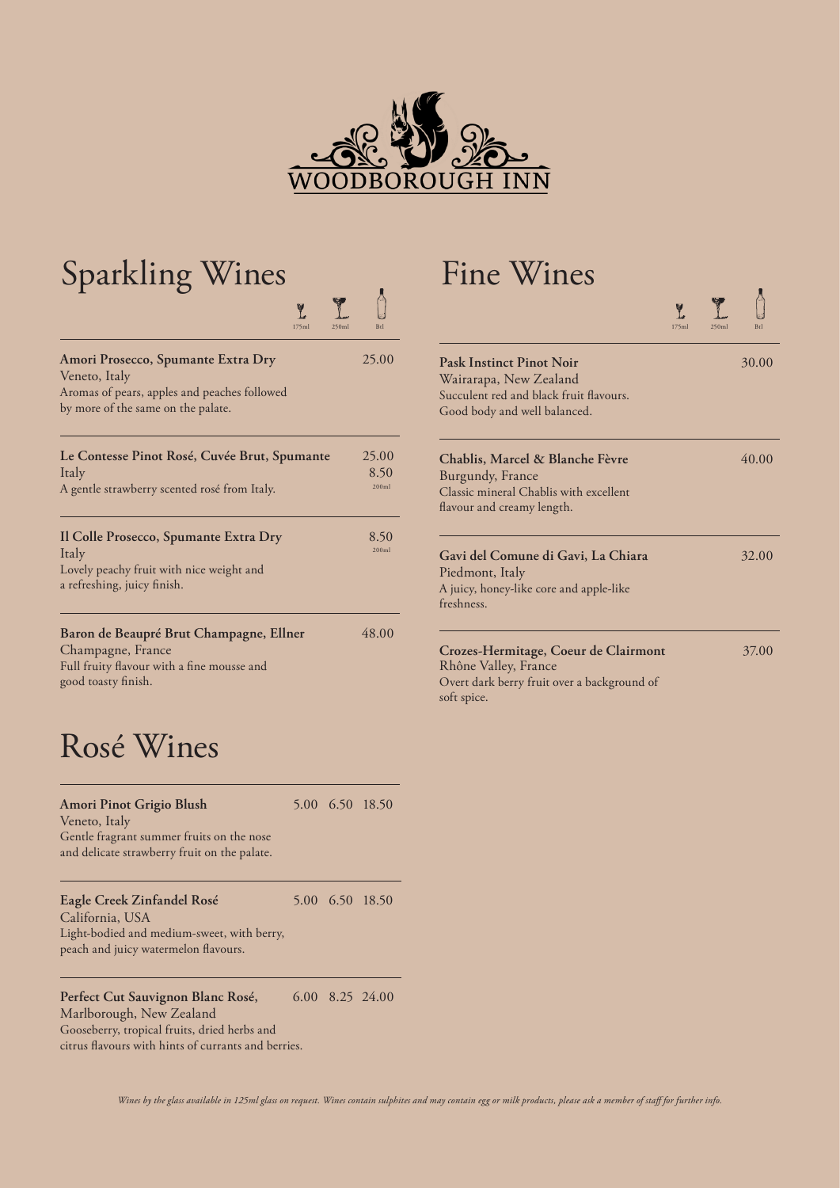WOODBOROUGH INN

# Sparkling Wines

| | 175ml | 250ml | Btl |
|---|---|---|---|
| **Amori Prosecco, Spumante Extra Dry**<br>Veneto, Italy<br>Aromas of pears, apples and peaches followed by more of the same on the palate. | | | 25.00 |
| **Le Contesse Pinot Rosé, Cuvée Brut, Spumante**<br>Italy<br>A gentle strawberry scented rosé from Italy. | | | 25.00<br>8.50<br>200ml |
| **Il Colle Prosecco, Spumante Extra Dry**<br>Italy<br>Lovely peachy fruit with nice weight and a refreshing, juicy finish. | | | 8.50<br>200ml |
| **Baron de Beaupré Brut Champagne, Ellner**<br>Champagne, France<br>Full fruity flavour with a fine mousse and good toasty finish. | | | 48.00 |

# Rosé Wines

| | 175ml | 250ml | Btl |
|---|---|---|---|
| **Amori Pinot Grigio Blush**<br>Veneto, Italy<br>Gentle fragrant summer fruits on the nose and delicate strawberry fruit on the palate. | 5.00 | 6.50 | 18.50 |
| **Eagle Creek Zinfandel Rosé**<br>California, USA<br>Light-bodied and medium-sweet, with berry, peach and juicy watermelon flavours. | 5.00 | 6.50 | 18.50 |
| **Perfect Cut Sauvignon Blanc Rosé,**<br>Marlborough, New Zealand<br>Gooseberry, tropical fruits, dried herbs and citrus flavours with hints of currants and berries. | 6.00 | 8.25 | 24.00 |

# Fine Wines

| | 175ml | 250ml | Btl |
|---|---|---|---|
| **Pask Instinct Pinot Noir**<br>Wairarapa, New Zealand<br>Succulent red and black fruit flavours. Good body and well balanced. | | | 30.00 |
| **Chablis, Marcel & Blanche Fèvre**<br>Burgundy, France<br>Classic mineral Chablis with excellent flavour and creamy length. | | | 40.00 |
| **Gavi del Comune di Gavi, La Chiara**<br>Piedmont, Italy<br>A juicy, honey-like core and apple-like freshness. | | | 32.00 |
| **Crozes-Hermitage, Coeur de Clairmont**<br>Rhône Valley, France<br>Overt dark berry fruit over a background of soft spice. | | | 37.00 |

*Wines by the glass available in 125ml glass on request. Wines contain sulphites and may contain egg or milk products, please ask a member of staff for further info.*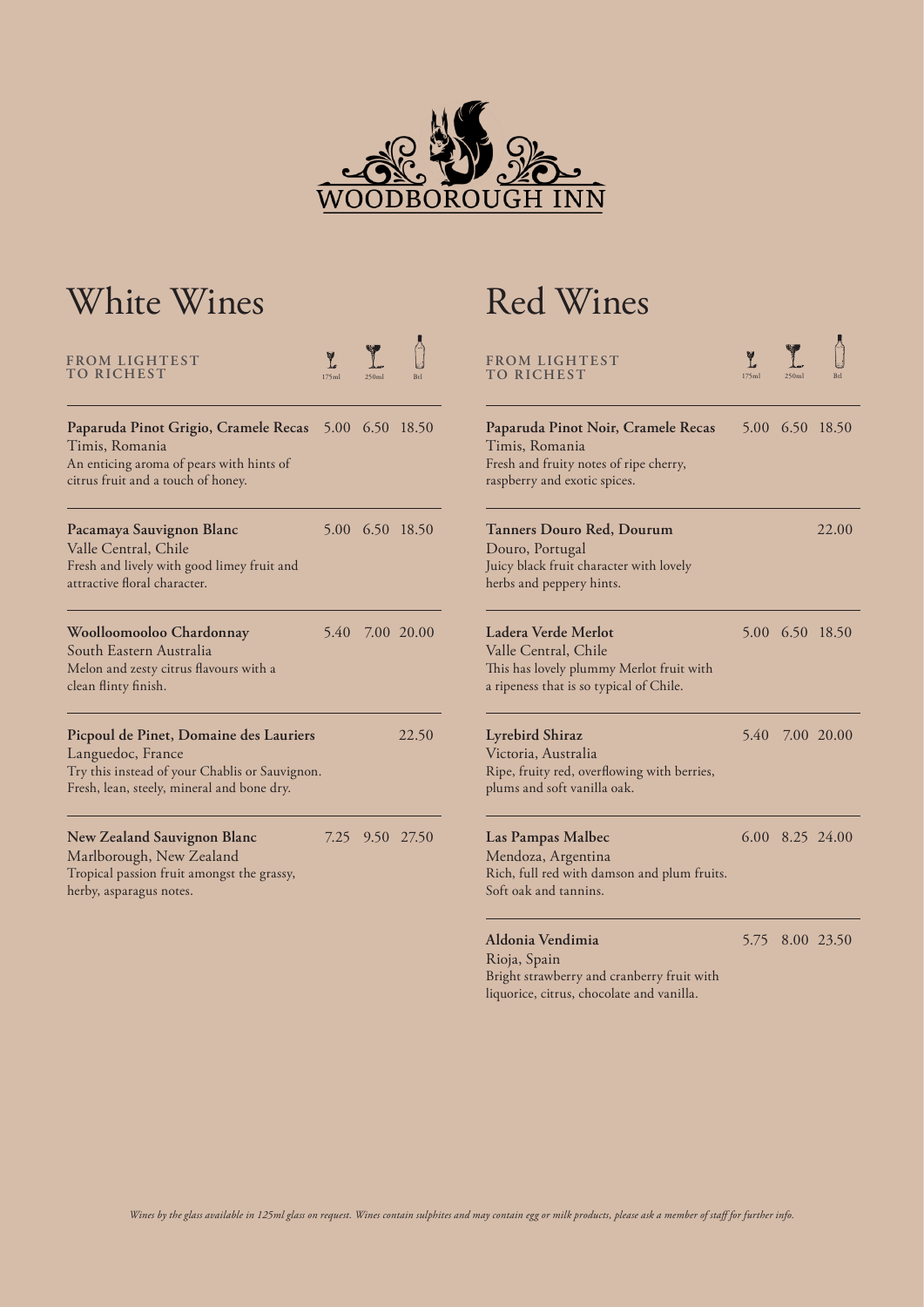WOODBOROUGH INN

## White Wines

| FROM LIGHTEST TO RICHEST | 175ml | 250ml | Btl |
|---|---|---|---|
| **Paparuda Pinot Grigio, Cramele Recas**<br>Timis, Romania<br>An enticing aroma of pears with hints of citrus fruit and a touch of honey. | 5.00 | 6.50 | 18.50 |
| **Pacamaya Sauvignon Blanc**<br>Valle Central, Chile<br>Fresh and lively with good limey fruit and attractive floral character. | 5.00 | 6.50 | 18.50 |
| **Woolloomooloo Chardonnay**<br>South Eastern Australia<br>Melon and zesty citrus flavours with a clean flinty finish. | 5.40 | 7.00 | 20.00 |
| **Picpoul de Pinet, Domaine des Lauriers**<br>Languedoc, France<br>Try this instead of your Chablis or Sauvignon. Fresh, lean, steely, mineral and bone dry. | | | 22.50 |
| **New Zealand Sauvignon Blanc**<br>Marlborough, New Zealand<br>Tropical passion fruit amongst the grassy, herby, asparagus notes. | 7.25 | 9.50 | 27.50 |

## Red Wines

| FROM LIGHTEST TO RICHEST | 175ml | 250ml | Btl |
|---|---|---|---|
| **Paparuda Pinot Noir, Cramele Recas**<br>Timis, Romania<br>Fresh and fruity notes of ripe cherry, raspberry and exotic spices. | 5.00 | 6.50 | 18.50 |
| **Tanners Douro Red, Dourum**<br>Douro, Portugal<br>Juicy black fruit character with lovely herbs and peppery hints. | | | 22.00 |
| **Ladera Verde Merlot**<br>Valle Central, Chile<br>This has lovely plummy Merlot fruit with a ripeness that is so typical of Chile. | 5.00 | 6.50 | 18.50 |
| **Lyrebird Shiraz**<br>Victoria, Australia<br>Ripe, fruity red, overflowing with berries, plums and soft vanilla oak. | 5.40 | 7.00 | 20.00 |
| **Las Pampas Malbec**<br>Mendoza, Argentina<br>Rich, full red with damson and plum fruits. Soft oak and tannins. | 6.00 | 8.25 | 24.00 |
| **Aldonia Vendimia**<br>Rioja, Spain<br>Bright strawberry and cranberry fruit with liquorice, citrus, chocolate and vanilla. | 5.75 | 8.00 | 23.50 |

*Wines by the glass available in 125ml glass on request. Wines contain sulphites and may contain egg or milk products, please ask a member of staff for further info.*